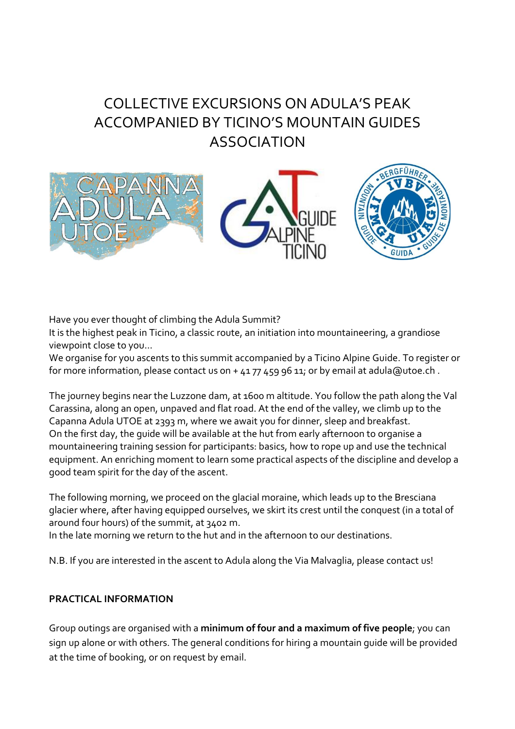# COLLECTIVE EXCURSIONS ON ADULA'S PEAK ACCOMPANIED BY TICINO'S MOUNTAIN GUIDES ASSOCIATION

Have you ever thought of climbing the Adula Summit?
It is the highest peak in Ticino, a classic route, an initiation into mountaineering, a grandiose viewpoint close to you...
We organise for you ascents to this summit accompanied by a Ticino Alpine Guide. To register or for more information, please contact us on + 41 77 459 96 11; or by email at adula@utoe.ch .

The journey begins near the Luzzone dam, at 1600 m altitude. You follow the path along the Val Carassina, along an open, unpaved and flat road. At the end of the valley, we climb up to the Capanna Adula UTOE at 2393 m, where we await you for dinner, sleep and breakfast.
On the first day, the guide will be available at the hut from early afternoon to organise a mountaineering training session for participants: basics, how to rope up and use the technical equipment. An enriching moment to learn some practical aspects of the discipline and develop a good team spirit for the day of the ascent.

The following morning, we proceed on the glacial moraine, which leads up to the Bresciana glacier where, after having equipped ourselves, we skirt its crest until the conquest (in a total of around four hours) of the summit, at 3402 m.
In the late morning we return to the hut and in the afternoon to our destinations.

N.B. If you are interested in the ascent to Adula along the Via Malvaglia, please contact us!

**PRACTICAL INFORMATION**

Group outings are organised with a **minimum of four and a maximum of five people**; you can sign up alone or with others. The general conditions for hiring a mountain guide will be provided at the time of booking, or on request by email.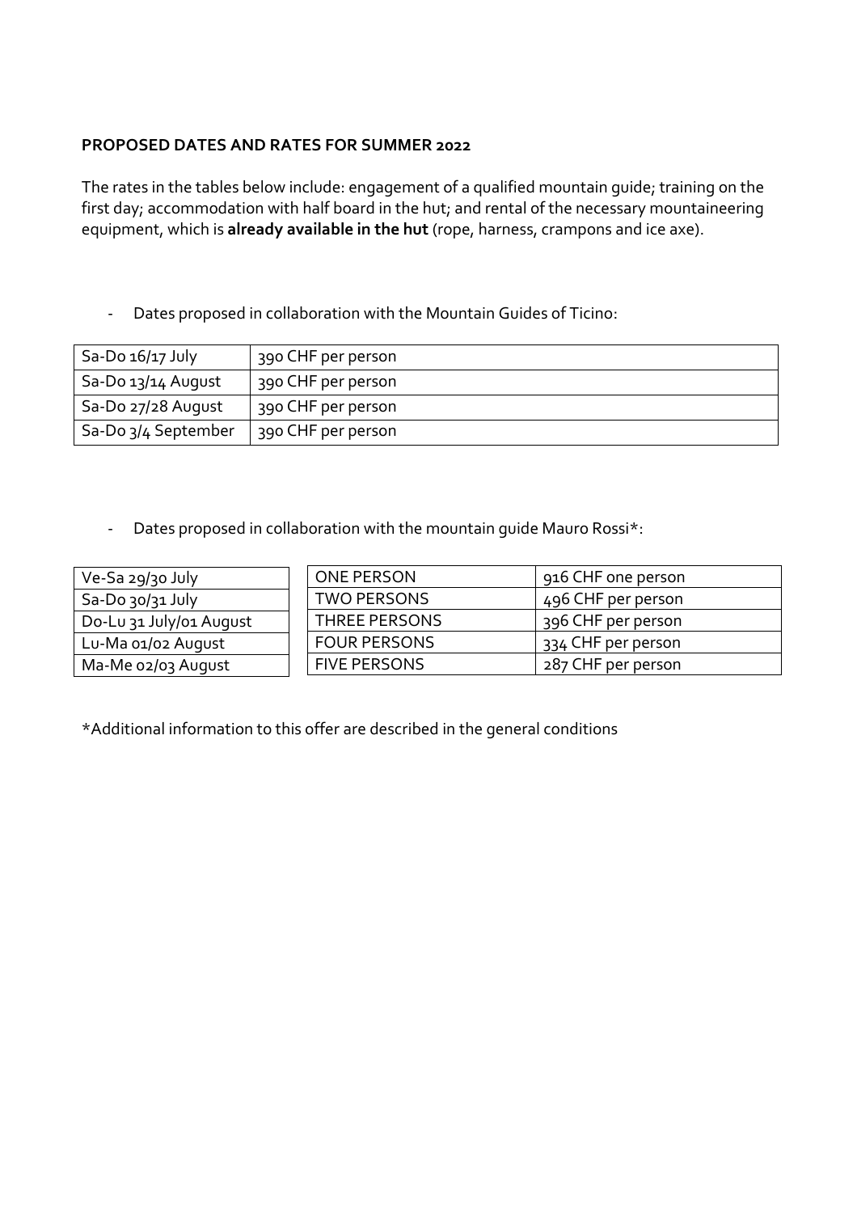**PROPOSED DATES AND RATES FOR SUMMER 2022**

The rates in the tables below include: engagement of a qualified mountain guide; training on the first day; accommodation with half board in the hut; and rental of the necessary mountaineering equipment, which is **already available in the hut** (rope, harness, crampons and ice axe).

- Dates proposed in collaboration with the Mountain Guides of Ticino:

| | |
|---|---|
| Sa-Do 16/17 July | 390 CHF per person |
| Sa-Do 13/14 August | 390 CHF per person |
| Sa-Do 27/28 August | 390 CHF per person |
| Sa-Do 3/4 September | 390 CHF per person |

- Dates proposed in collaboration with the mountain guide Mauro Rossi*:

| |
|---|
| Ve-Sa 29/30 July |
| Sa-Do 30/31 July |
| Do-Lu 31 July/01 August |
| Lu-Ma 01/02 August |
| Ma-Me 02/03 August |

| | |
|---|---|
| ONE PERSON | 916 CHF one person |
| TWO PERSONS | 496 CHF per person |
| THREE PERSONS | 396 CHF per person |
| FOUR PERSONS | 334 CHF per person |
| FIVE PERSONS | 287 CHF per person |

*Additional information to this offer are described in the general conditions